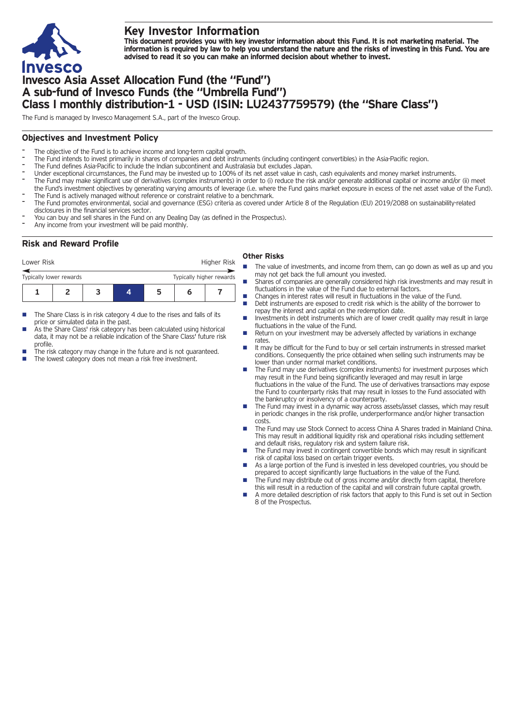# Key Investor Information

**This document provides you with key investor information about this Fund. It is not marketing material. The information is required by law to help you understand the nature and the risks of investing in this Fund. You are advised to read it so you can make an informed decision about whether to invest.**

# Invesco Asia Asset Allocation Fund (the "Fund") A sub-fund of Invesco Funds (the "Umbrella Fund") Class I monthly distribution-1 - USD (ISIN: LU2437759579) (the "Share Class")

The Fund is managed by Invesco Management S.A., part of the Invesco Group.

## Objectives and Investment Policy

- The objective of the Fund is to achieve income and long-term capital growth.
- The Fund intends to invest primarily in shares of companies and debt instruments (including contingent convertibles) in the Asia-Pacific region.
- The Fund defines Asia-Pacific to include the Indian subcontinent and Australasia but excludes Japan.
- Under exceptional circumstances, the Fund may be invested up to 100% of its net asset value in cash, cash equivalents and money market instruments.
- The Fund may make significant use of derivatives (complex instruments) in order to (i) reduce the risk and/or generate additional capital or income and/or (ii) meet the Fund's investment objectives by generating varying amounts of leverage (i.e. where the Fund gains market exposure in excess of the net asset value of the Fund).
- The Fund is actively managed without reference or constraint relative to a benchmark.
- The Fund promotes environmental, social and governance (ESG) criteria as covered under Article 8 of the Regulation (EU) 2019/2088 on sustainability-related disclosures in the financial services sector.
- You can buy and sell shares in the Fund on any Dealing Day (as defined in the Prospectus).
- Any income from your investment will be paid monthly.

## Risk and Reward Profile

| Lower Risk | | | | | | Higher Risk |
|---|---|---|---|---|---|---|
| Typically lower rewards | | | | | | Typically higher rewards |
| 1 | 2 | 3 | **4** | 5 | 6 | 7 |

- The Share Class is in risk category 4 due to the rises and falls of its price or simulated data in the past.
- As the Share Class' risk category has been calculated using historical data, it may not be a reliable indication of the Share Class' future risk profile.
- The risk category may change in the future and is not guaranteed.
- The lowest category does not mean a risk free investment.

### Other Risks

- The value of investments, and income from them, can go down as well as up and you may not get back the full amount you invested.
- Shares of companies are generally considered high risk investments and may result in fluctuations in the value of the Fund due to external factors.
- Changes in interest rates will result in fluctuations in the value of the Fund.
- Debt instruments are exposed to credit risk which is the ability of the borrower to repay the interest and capital on the redemption date.
- Investments in debt instruments which are of lower credit quality may result in large fluctuations in the value of the Fund.
- Return on your investment may be adversely affected by variations in exchange rates.
- It may be difficult for the Fund to buy or sell certain instruments in stressed market conditions. Consequently the price obtained when selling such instruments may be lower than under normal market conditions.
- The Fund may use derivatives (complex instruments) for investment purposes which may result in the Fund being significantly leveraged and may result in large fluctuations in the value of the Fund. The use of derivatives transactions may expose the Fund to counterparty risks that may result in losses to the Fund associated with the bankruptcy or insolvency of a counterparty.
- The Fund may invest in a dynamic way across assets/asset classes, which may result in periodic changes in the risk profile, underperformance and/or higher transaction costs.
- The Fund may use Stock Connect to access China A Shares traded in Mainland China. This may result in additional liquidity risk and operational risks including settlement and default risks, regulatory risk and system failure risk.
- The Fund may invest in contingent convertible bonds which may result in significant risk of capital loss based on certain trigger events.
- As a large portion of the Fund is invested in less developed countries, you should be prepared to accept significantly large fluctuations in the value of the Fund.
- The Fund may distribute out of gross income and/or directly from capital, therefore this will result in a reduction of the capital and will constrain future capital growth.
- A more detailed description of risk factors that apply to this Fund is set out in Section 8 of the Prospectus.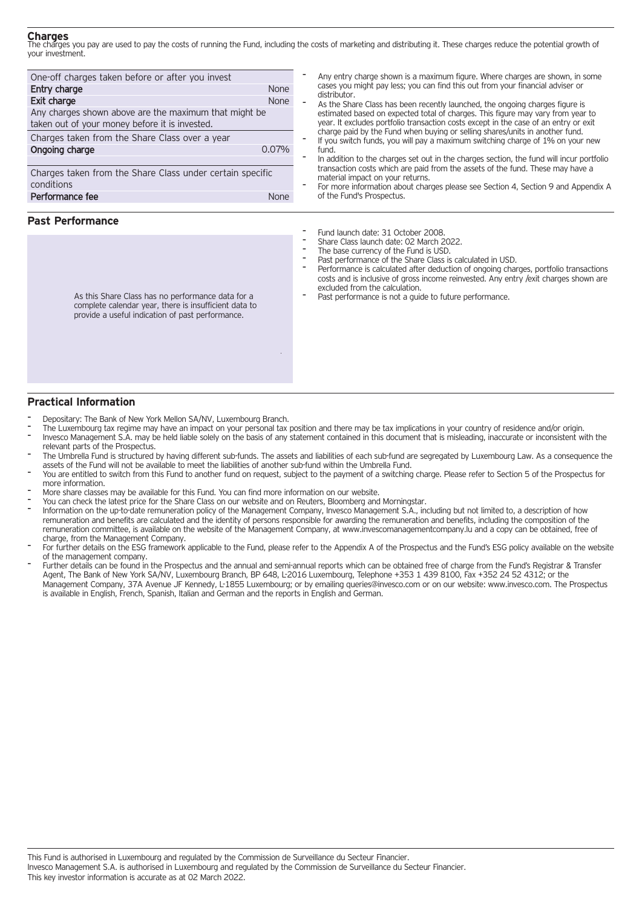## Charges

The charges you pay are used to pay the costs of running the Fund, including the costs of marketing and distributing it. These charges reduce the potential growth of your investment.

| One-off charges taken before or after you invest | |
| --- | --- |
| **Entry charge** | None |
| **Exit charge** | None |
| Any charges shown above are the maximum that might be taken out of your money before it is invested. | |
| Charges taken from the Share Class over a year | |
| **Ongoing charge** | 0.07% |
| Charges taken from the Share Class under certain specific conditions | |
| **Performance fee** | None |

- Any entry charge shown is a maximum figure. Where charges are shown, in some cases you might pay less; you can find this out from your financial adviser or distributor.
- As the Share Class has been recently launched, the ongoing charges figure is estimated based on expected total of charges. This figure may vary from year to year. It excludes portfolio transaction costs except in the case of an entry or exit charge paid by the Fund when buying or selling shares/units in another fund.
- If you switch funds, you will pay a maximum switching charge of 1% on your new fund.
- In addition to the charges set out in the charges section, the fund will incur portfolio transaction costs which are paid from the assets of the fund. These may have a material impact on your returns.
- For more information about charges please see Section 4, Section 9 and Appendix A of the Fund's Prospectus.

## Past Performance

As this Share Class has no performance data for a complete calendar year, there is insufficient data to provide a useful indication of past performance.

- Fund launch date: 31 October 2008.
- Share Class launch date: 02 March 2022.
- The base currency of the Fund is USD.
- Past performance of the Share Class is calculated in USD.
- Performance is calculated after deduction of ongoing charges, portfolio transactions costs and is inclusive of gross income reinvested. Any entry /exit charges shown are excluded from the calculation.
- Past performance is not a guide to future performance.

## Practical Information

- Depositary: The Bank of New York Mellon SA/NV, Luxembourg Branch.
- The Luxembourg tax regime may have an impact on your personal tax position and there may be tax implications in your country of residence and/or origin.
- Invesco Management S.A. may be held liable solely on the basis of any statement contained in this document that is misleading, inaccurate or inconsistent with the relevant parts of the Prospectus.
- The Umbrella Fund is structured by having different sub-funds. The assets and liabilities of each sub-fund are segregated by Luxembourg Law. As a consequence the assets of the Fund will not be available to meet the liabilities of another sub-fund within the Umbrella Fund.
- You are entitled to switch from this Fund to another fund on request, subject to the payment of a switching charge. Please refer to Section 5 of the Prospectus for more information.
- More share classes may be available for this Fund. You can find more information on our website.
- You can check the latest price for the Share Class on our website and on Reuters, Bloomberg and Morningstar.
- Information on the up-to-date remuneration policy of the Management Company, Invesco Management S.A., including but not limited to, a description of how remuneration and benefits are calculated and the identity of persons responsible for awarding the remuneration and benefits, including the composition of the remuneration committee, is available on the website of the Management Company, at www.invescomanagementcompany.lu and a copy can be obtained, free of charge, from the Management Company.
- For further details on the ESG framework applicable to the Fund, please refer to the Appendix A of the Prospectus and the Fund's ESG policy available on the website of the management company.
- Further details can be found in the Prospectus and the annual and semi-annual reports which can be obtained free of charge from the Fund's Registrar & Transfer Agent, The Bank of New York SA/NV, Luxembourg Branch, BP 648, L-2016 Luxembourg, Telephone +353 1 439 8100, Fax +352 24 52 4312; or the Management Company, 37A Avenue JF Kennedy, L-1855 Luxembourg; or by emailing queries@invesco.com or on our website: www.invesco.com. The Prospectus is available in English, French, Spanish, Italian and German and the reports in English and German.

This Fund is authorised in Luxembourg and regulated by the Commission de Surveillance du Secteur Financier.
Invesco Management S.A. is authorised in Luxembourg and regulated by the Commission de Surveillance du Secteur Financier.
This key investor information is accurate as at 02 March 2022.